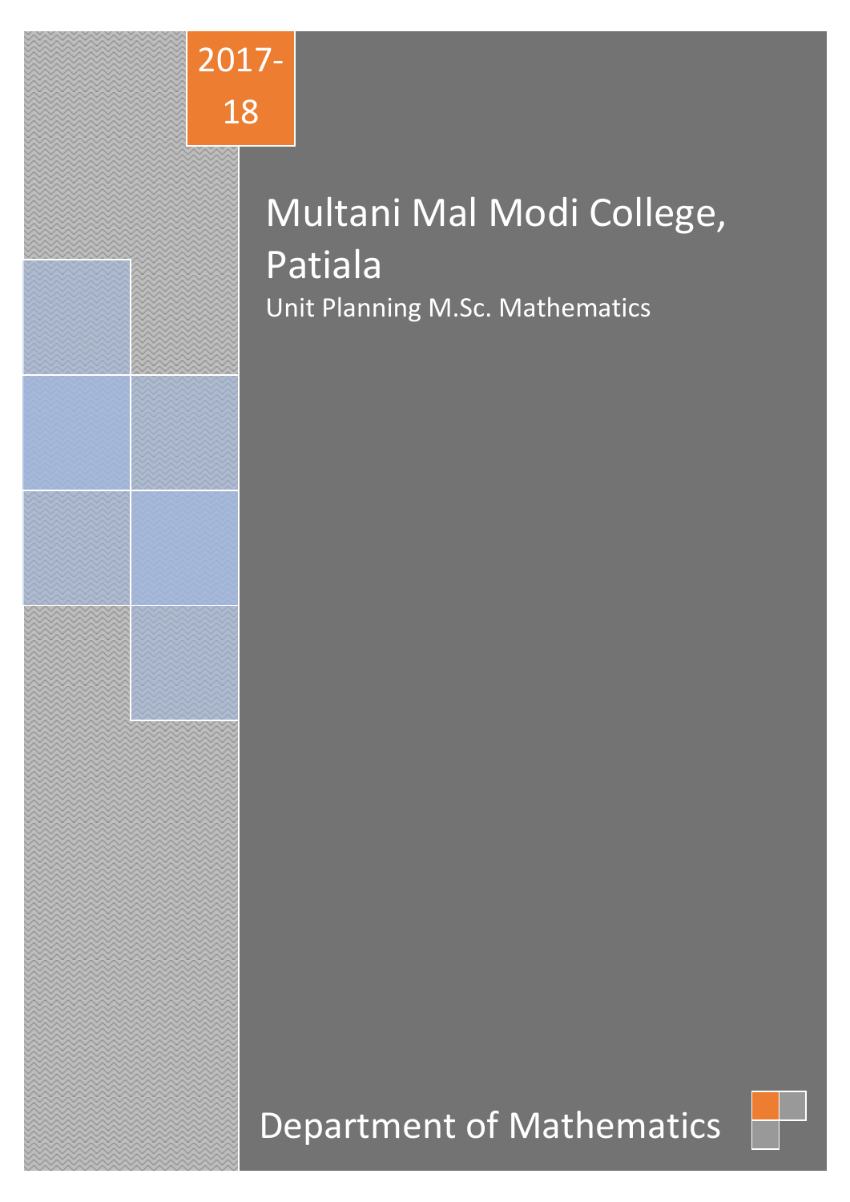2017-18

# Multani Mal Modi College, Patiala

Unit Planning M.Sc. Mathematics

## Department of Mathematics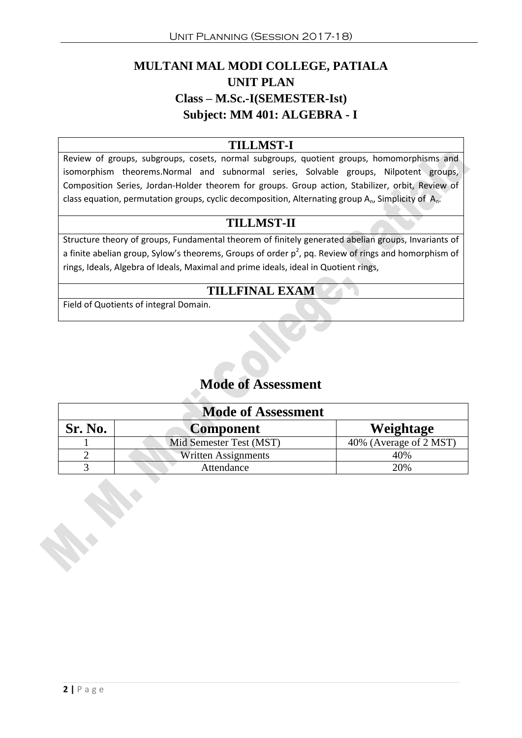# MULTANI MAL MODI COLLEGE, PATIALA

## UNIT PLAN

## Class – M.Sc.-I(SEMESTER-Ist)

## Subject: MM 401: ALGEBRA - I

| TILLMST-I |
| --- |
| Review of groups, subgroups, cosets, normal subgroups, quotient groups, homomorphisms and isomorphism theorems.Normal and subnormal series, Solvable groups, Nilpotent groups, Composition Series, Jordan-Holder theorem for groups. Group action, Stabilizer, orbit, Review of class equation, permutation groups, cyclic decomposition, Alternating group $A_n$, Simplicity of $A_n$. |
| **TILLMST-II** |
| Structure theory of groups, Fundamental theorem of finitely generated abelian groups, Invariants of a finite abelian group, Sylow's theorems, Groups of order $p^2$, pq. Review of rings and homorphism of rings, Ideals, Algebra of Ideals, Maximal and prime ideals, ideal in Quotient rings, |
| **TILLFINAL EXAM** |
| Field of Quotients of integral Domain. |

## Mode of Assessment

| Mode of Assessment | | |
| --- | --- | --- |
| **Sr. No.** | **Component** | **Weightage** |
| 1 | Mid Semester Test (MST) | 40% (Average of 2 MST) |
| 2 | Written Assignments | 40% |
| 3 | Attendance | 20% |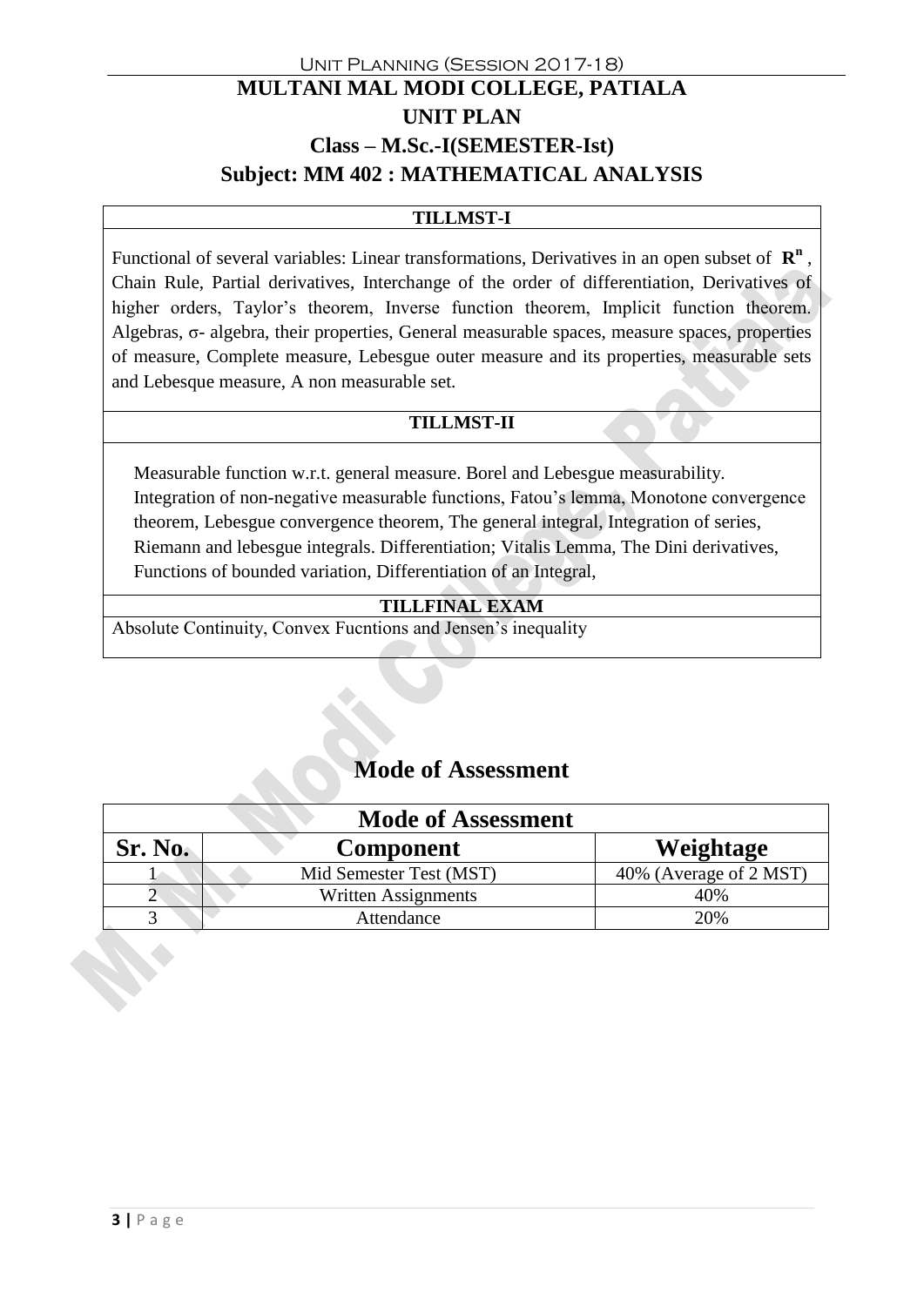# MULTANI MAL MODI COLLEGE, PATIALA

## UNIT PLAN

## Class – M.Sc.-I(SEMESTER-Ist)

## Subject: MM 402 : MATHEMATICAL ANALYSIS

| TILLMST-I |
| --- |
| Functional of several variables: Linear transformations, Derivatives in an open subset of $\mathbf{R}^{\mathbf{n}}$ , Chain Rule, Partial derivatives, Interchange of the order of differentiation, Derivatives of higher orders, Taylor's theorem, Inverse function theorem, Implicit function theorem. Algebras, σ- algebra, their properties, General measurable spaces, measure spaces, properties of measure, Complete measure, Lebesgue outer measure and its properties, measurable sets and Lebesque measure, A non measurable set. |
| **TILLMST-II** |
| Measurable function w.r.t. general measure. Borel and Lebesgue measurability. Integration of non-negative measurable functions, Fatou's lemma, Monotone convergence theorem, Lebesgue convergence theorem, The general integral, Integration of series, Riemann and lebesgue integrals. Differentiation; Vitalis Lemma, The Dini derivatives, Functions of bounded variation, Differentiation of an Integral, |
| **TILLFINAL EXAM** |
| Absolute Continuity, Convex Fucntions and Jensen's inequality |

## Mode of Assessment

| Mode of Assessment | | |
| --- | --- | --- |
| **Sr. No.** | **Component** | **Weightage** |
| 1 | Mid Semester Test (MST) | 40% (Average of 2 MST) |
| 2 | Written Assignments | 40% |
| 3 | Attendance | 20% |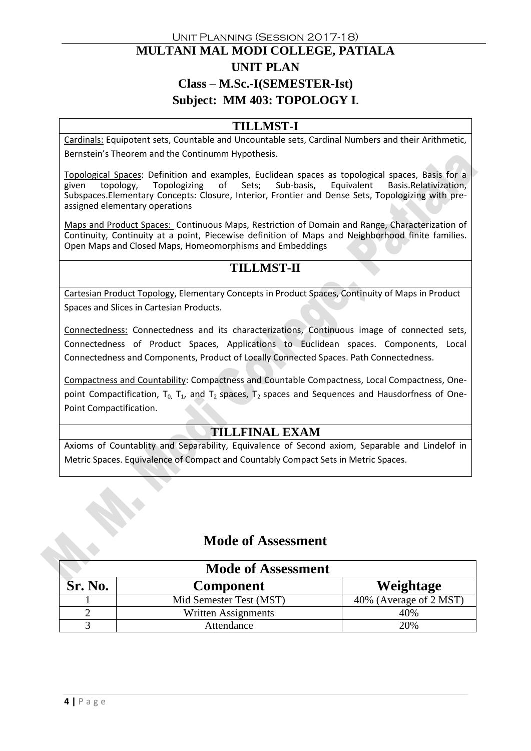# MULTANI MAL MODI COLLEGE, PATIALA

## UNIT PLAN

## Class – M.Sc.-I(SEMESTER-Ist)

## Subject: MM 403: TOPOLOGY I.

### TILLMST-I

Cardinals: Equipotent sets, Countable and Uncountable sets, Cardinal Numbers and their Arithmetic, Bernstein's Theorem and the Continumm Hypothesis.

Topological Spaces: Definition and examples, Euclidean spaces as topological spaces, Basis for a given topology, Topologizing of Sets; Sub-basis, Equivalent Basis.Relativization, Subspaces.Elementary Concepts: Closure, Interior, Frontier and Dense Sets, Topologizing with pre-assigned elementary operations

Maps and Product Spaces: Continuous Maps, Restriction of Domain and Range, Characterization of Continuity, Continuity at a point, Piecewise definition of Maps and Neighborhood finite families. Open Maps and Closed Maps, Homeomorphisms and Embeddings

### TILLMST-II

Cartesian Product Topology, Elementary Concepts in Product Spaces, Continuity of Maps in Product Spaces and Slices in Cartesian Products.

Connectedness: Connectedness and its characterizations, Continuous image of connected sets, Connectedness of Product Spaces, Applications to Euclidean spaces. Components, Local Connectedness and Components, Product of Locally Connected Spaces. Path Connectedness.

Compactness and Countability: Compactness and Countable Compactness, Local Compactness, One-point Compactification, $T_0$, $T_1$, and $T_2$ spaces, $T_2$ spaces and Sequences and Hausdorfness of One-Point Compactification.

### TILLFINAL EXAM

Axioms of Countablity and Separability, Equivalence of Second axiom, Separable and Lindelof in Metric Spaces. Equivalence of Compact and Countably Compact Sets in Metric Spaces.

## Mode of Assessment

| Mode of Assessment | | |
|---|---|---|
| **Sr. No.** | **Component** | **Weightage** |
| 1 | Mid Semester Test (MST) | 40% (Average of 2 MST) |
| 2 | Written Assignments | 40% |
| 3 | Attendance | 20% |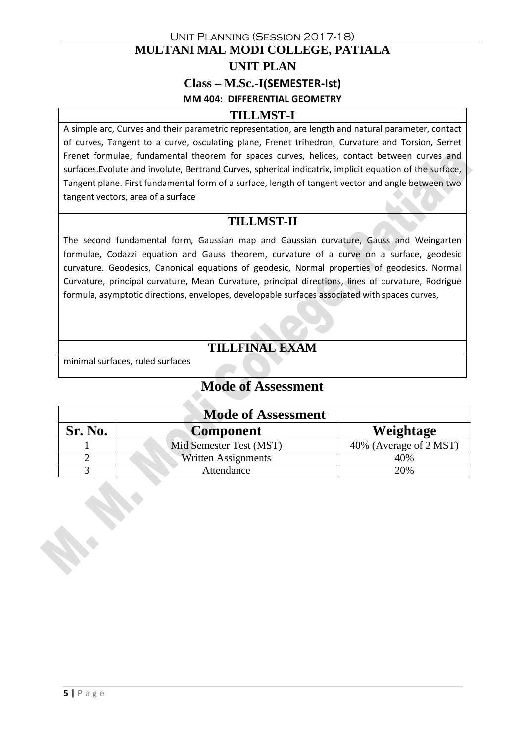# MULTANI MAL MODI COLLEGE, PATIALA

## UNIT PLAN

### Class – M.Sc.-I(SEMESTER-Ist)

#### MM 404: DIFFERENTIAL GEOMETRY

| TILLMST-I |
|---|
| A simple arc, Curves and their parametric representation, are length and natural parameter, contact of curves, Tangent to a curve, osculating plane, Frenet trihedron, Curvature and Torsion, Serret Frenet formulae, fundamental theorem for spaces curves, helices, contact between curves and surfaces.Evolute and involute, Bertrand Curves, spherical indicatrix, implicit equation of the surface, Tangent plane. First fundamental form of a surface, length of tangent vector and angle between two tangent vectors, area of a surface |
| **TILLMST-II** |
| The second fundamental form, Gaussian map and Gaussian curvature, Gauss and Weingarten formulae, Codazzi equation and Gauss theorem, curvature of a curve on a surface, geodesic curvature. Geodesics, Canonical equations of geodesic, Normal properties of geodesics. Normal Curvature, principal curvature, Mean Curvature, principal directions, lines of curvature, Rodrigue formula, asymptotic directions, envelopes, developable surfaces associated with spaces curves, |
| **TILLFINAL EXAM** |
| minimal surfaces, ruled surfaces |

## Mode of Assessment

| Mode of Assessment | | |
|---|---|---|
| **Sr. No.** | **Component** | **Weightage** |
| 1 | Mid Semester Test (MST) | 40% (Average of 2 MST) |
| 2 | Written Assignments | 40% |
| 3 | Attendance | 20% |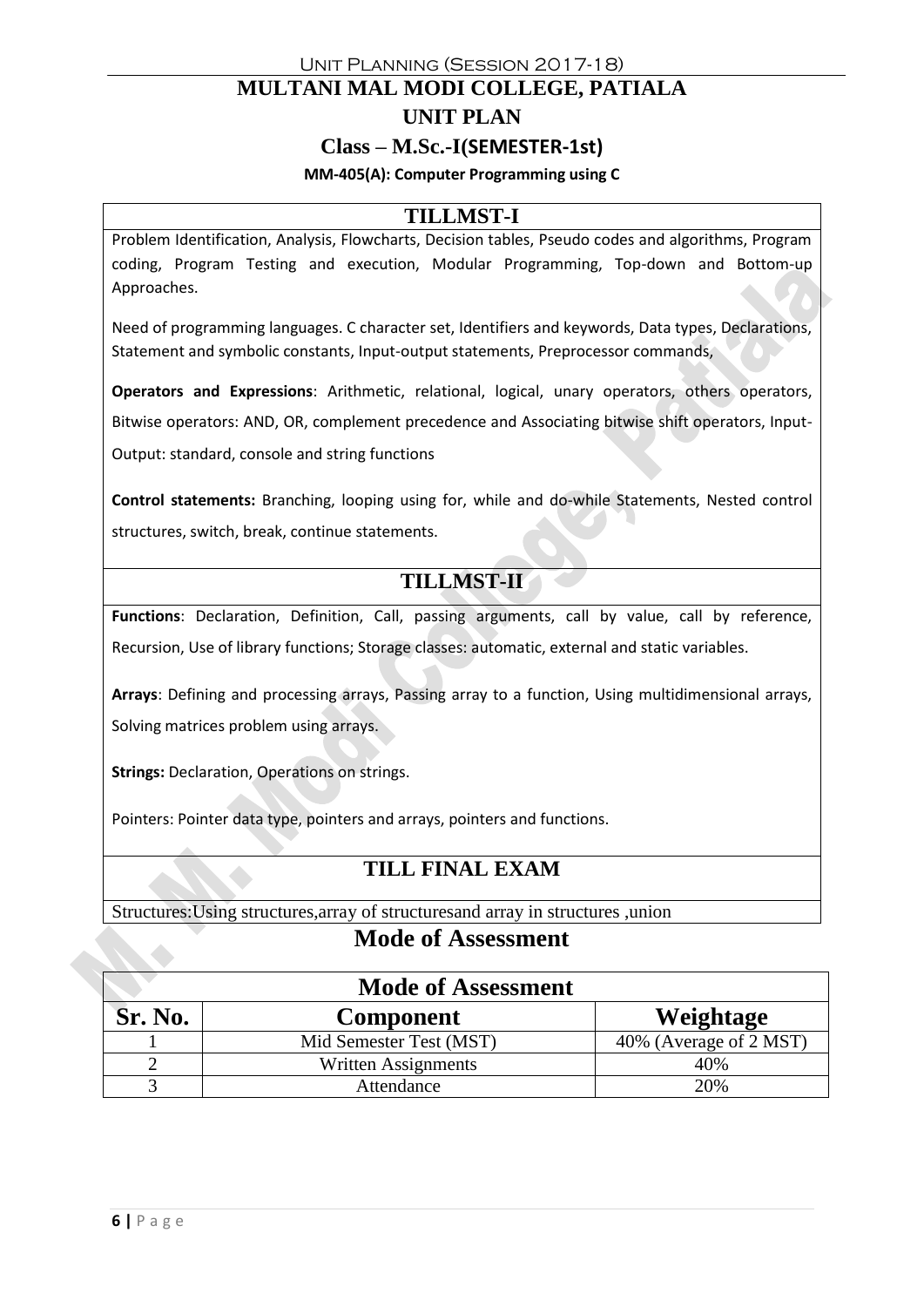# MULTANI MAL MODI COLLEGE, PATIALA

## UNIT PLAN

### Class – M.Sc.-I(SEMESTER-1st)

**MM-405(A): Computer Programming using C**

## TILLMST-I

Problem Identification, Analysis, Flowcharts, Decision tables, Pseudo codes and algorithms, Program coding, Program Testing and execution, Modular Programming, Top-down and Bottom-up Approaches.

Need of programming languages. C character set, Identifiers and keywords, Data types, Declarations, Statement and symbolic constants, Input-output statements, Preprocessor commands,

**Operators and Expressions**: Arithmetic, relational, logical, unary operators, others operators, Bitwise operators: AND, OR, complement precedence and Associating bitwise shift operators, Input-Output: standard, console and string functions

**Control statements:** Branching, looping using for, while and do-while Statements, Nested control structures, switch, break, continue statements.

## TILLMST-II

**Functions**: Declaration, Definition, Call, passing arguments, call by value, call by reference, Recursion, Use of library functions; Storage classes: automatic, external and static variables.

**Arrays**: Defining and processing arrays, Passing array to a function, Using multidimensional arrays, Solving matrices problem using arrays.

**Strings:** Declaration, Operations on strings.

Pointers: Pointer data type, pointers and arrays, pointers and functions.

## TILL FINAL EXAM

Structures:Using structures,array of structuresand array in structures ,union

## Mode of Assessment

| Mode of Assessment | | |
|---|---|---|
| **Sr. No.** | **Component** | **Weightage** |
| 1 | Mid Semester Test (MST) | 40% (Average of 2 MST) |
| 2 | Written Assignments | 40% |
| 3 | Attendance | 20% |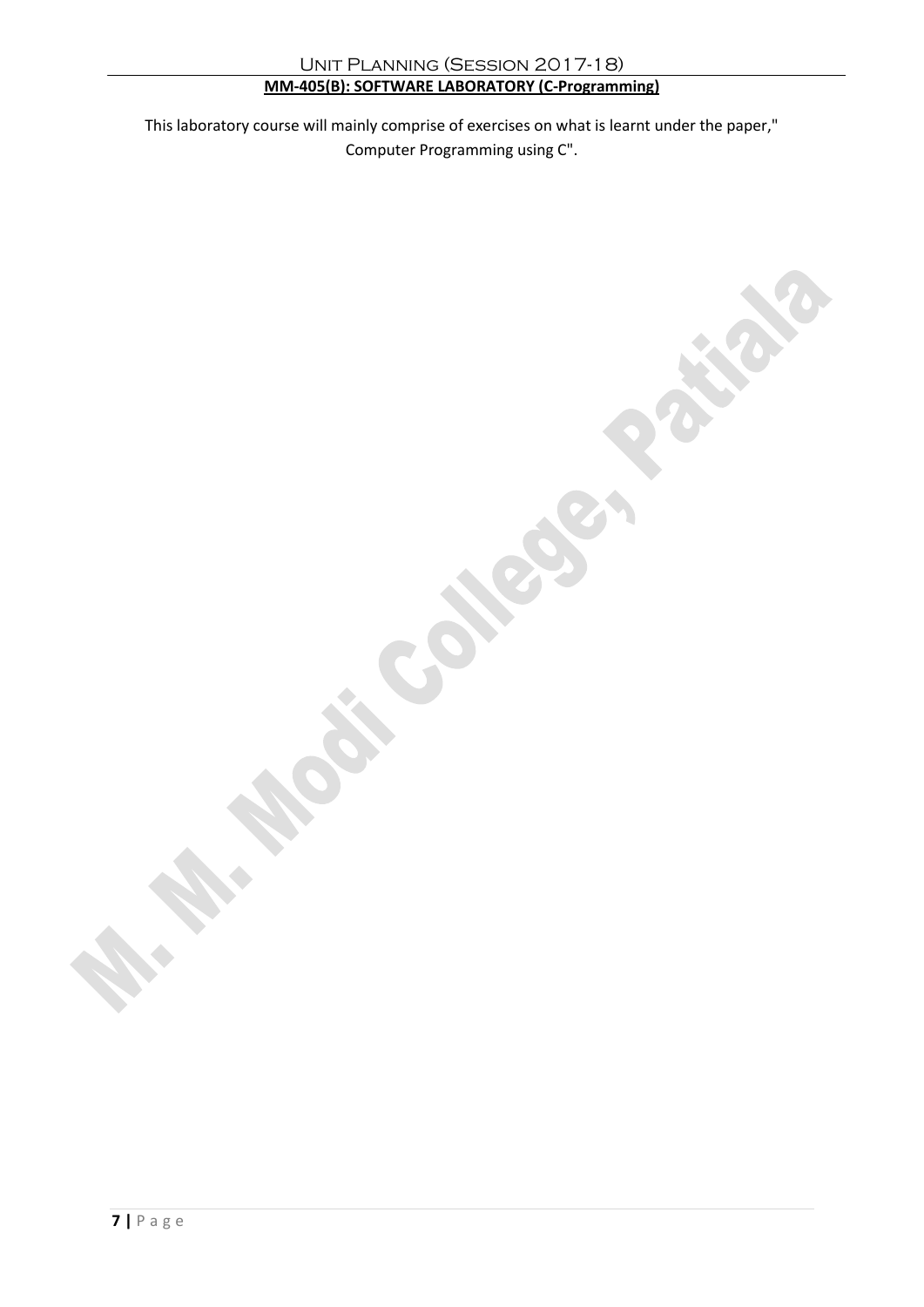## MM-405(B): SOFTWARE LABORATORY (C-Programming)

This laboratory course will mainly comprise of exercises on what is learnt under the paper," Computer Programming using C".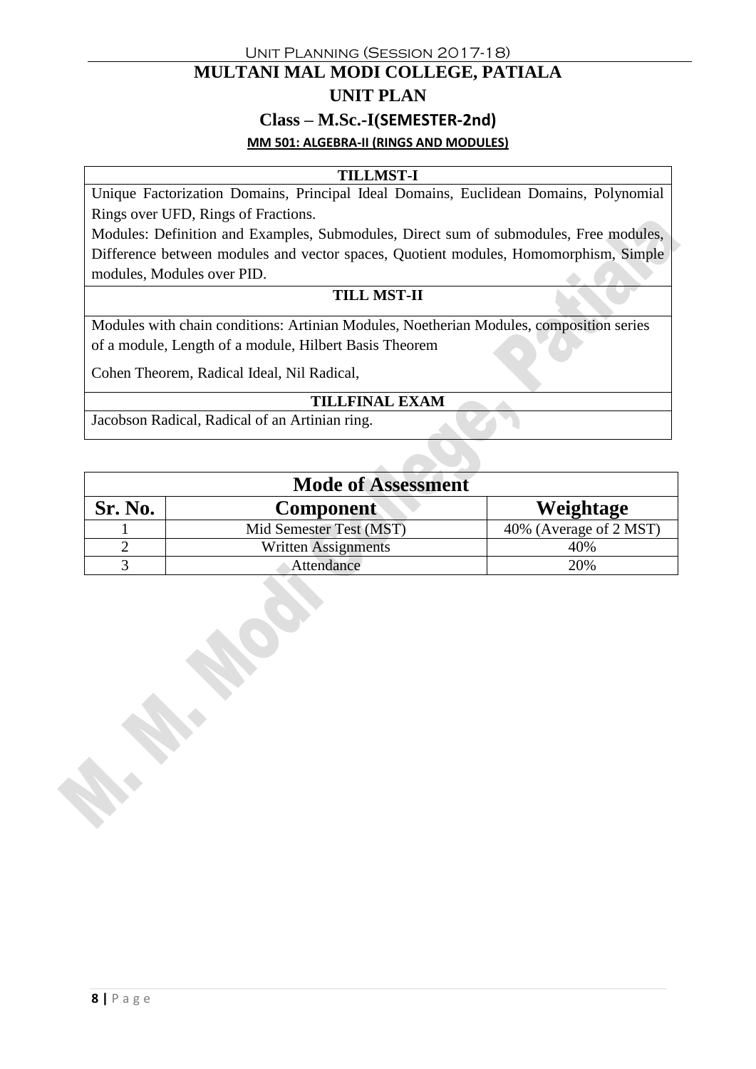# MULTANI MAL MODI COLLEGE, PATIALA

## UNIT PLAN

### Class – M.Sc.-I(SEMESTER-2nd)

**MM 501: ALGEBRA-II (RINGS AND MODULES)**

| TILLMST-I |
|---|
| Unique Factorization Domains, Principal Ideal Domains, Euclidean Domains, Polynomial Rings over UFD, Rings of Fractions.<br>Modules: Definition and Examples, Submodules, Direct sum of submodules, Free modules, Difference between modules and vector spaces, Quotient modules, Homomorphism, Simple modules, Modules over PID. |
| **TILL MST-II** |
| Modules with chain conditions: Artinian Modules, Noetherian Modules, composition series of a module, Length of a module, Hilbert Basis Theorem<br>Cohen Theorem, Radical Ideal, Nil Radical, |
| **TILLFINAL EXAM** |
| Jacobson Radical, Radical of an Artinian ring. |

| Mode of Assessment | | |
|---|---|---|
| **Sr. No.** | **Component** | **Weightage** |
| 1 | Mid Semester Test (MST) | 40% (Average of 2 MST) |
| 2 | Written Assignments | 40% |
| 3 | Attendance | 20% |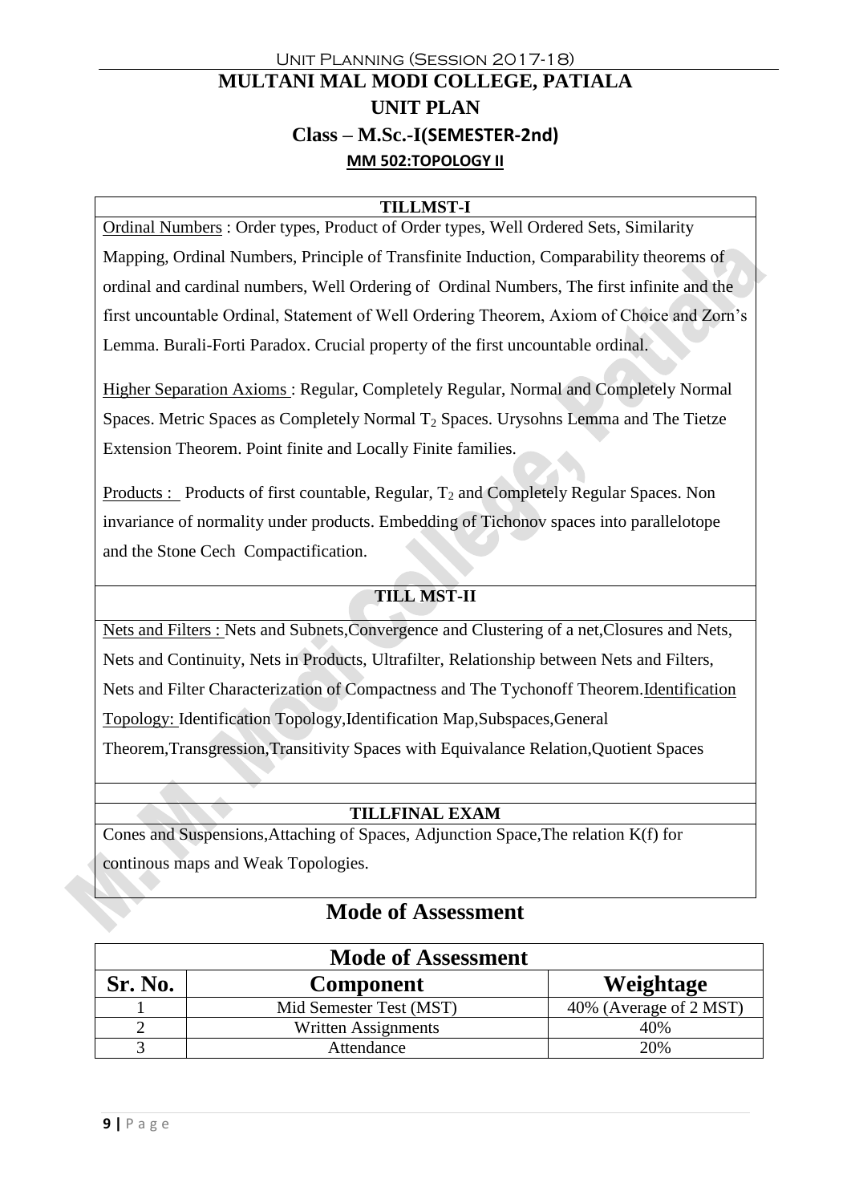# MULTANI MAL MODI COLLEGE, PATIALA

## UNIT PLAN

### Class – M.Sc.-I(SEMESTER-2nd)

**MM 502:TOPOLOGY II**

**TILLMST-I**

Ordinal Numbers : Order types, Product of Order types, Well Ordered Sets, Similarity Mapping, Ordinal Numbers, Principle of Transfinite Induction, Comparability theorems of ordinal and cardinal numbers, Well Ordering of Ordinal Numbers, The first infinite and the first uncountable Ordinal, Statement of Well Ordering Theorem, Axiom of Choice and Zorn's Lemma. Burali-Forti Paradox. Crucial property of the first uncountable ordinal.

Higher Separation Axioms : Regular, Completely Regular, Normal and Completely Normal Spaces. Metric Spaces as Completely Normal $T_2$ Spaces. Urysohns Lemma and The Tietze Extension Theorem. Point finite and Locally Finite families.

Products : Products of first countable, Regular, $T_2$ and Completely Regular Spaces. Non invariance of normality under products. Embedding of Tichonov spaces into parallelotope and the Stone Cech Compactification.

**TILL MST-II**

Nets and Filters : Nets and Subnets,Convergence and Clustering of a net,Closures and Nets, Nets and Continuity, Nets in Products, Ultrafilter, Relationship between Nets and Filters, Nets and Filter Characterization of Compactness and The Tychonoff Theorem.Identification Topology: Identification Topology,Identification Map,Subspaces,General Theorem,Transgression,Transitivity Spaces with Equivalance Relation,Quotient Spaces

**TILLFINAL EXAM**

Cones and Suspensions,Attaching of Spaces, Adjunction Space,The relation K(f) for continous maps and Weak Topologies.

## Mode of Assessment

| Mode of Assessment | | |
|---|---|---|
| **Sr. No.** | **Component** | **Weightage** |
| 1 | Mid Semester Test (MST) | 40% (Average of 2 MST) |
| 2 | Written Assignments | 40% |
| 3 | Attendance | 20% |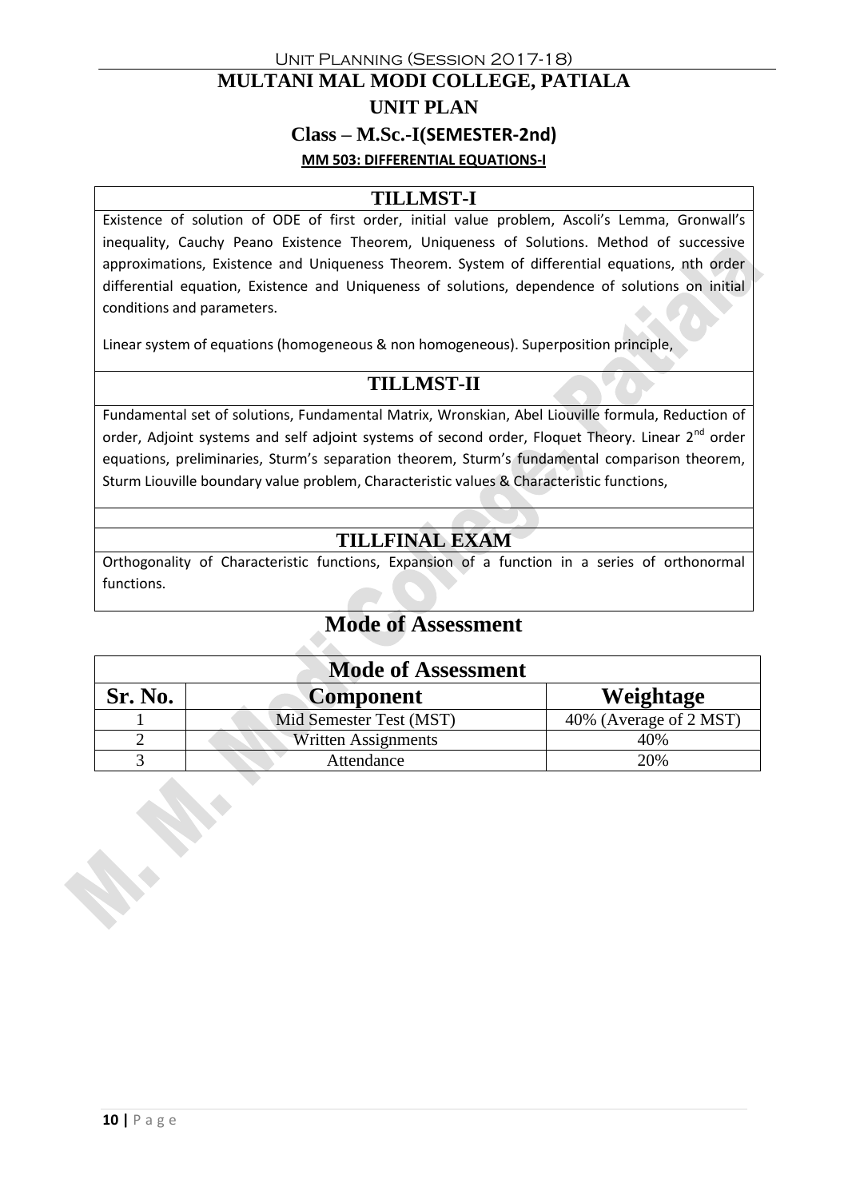# MULTANI MAL MODI COLLEGE, PATIALA

## UNIT PLAN

### Class – M.Sc.-I(SEMESTER-2nd)

**MM 503: DIFFERENTIAL EQUATIONS-I**

## TILLMST-I

Existence of solution of ODE of first order, initial value problem, Ascoli's Lemma, Gronwall's inequality, Cauchy Peano Existence Theorem, Uniqueness of Solutions. Method of successive approximations, Existence and Uniqueness Theorem. System of differential equations, nth order differential equation, Existence and Uniqueness of solutions, dependence of solutions on initial conditions and parameters.

Linear system of equations (homogeneous & non homogeneous). Superposition principle,

## TILLMST-II

Fundamental set of solutions, Fundamental Matrix, Wronskian, Abel Liouville formula, Reduction of order, Adjoint systems and self adjoint systems of second order, Floquet Theory. Linear 2nd order equations, preliminaries, Sturm's separation theorem, Sturm's fundamental comparison theorem, Sturm Liouville boundary value problem, Characteristic values & Characteristic functions,

## TILLFINAL EXAM

Orthogonality of Characteristic functions, Expansion of a function in a series of orthonormal functions.

## Mode of Assessment

| Mode of Assessment | | |
|---|---|---|
| **Sr. No.** | **Component** | **Weightage** |
| 1 | Mid Semester Test (MST) | 40% (Average of 2 MST) |
| 2 | Written Assignments | 40% |
| 3 | Attendance | 20% |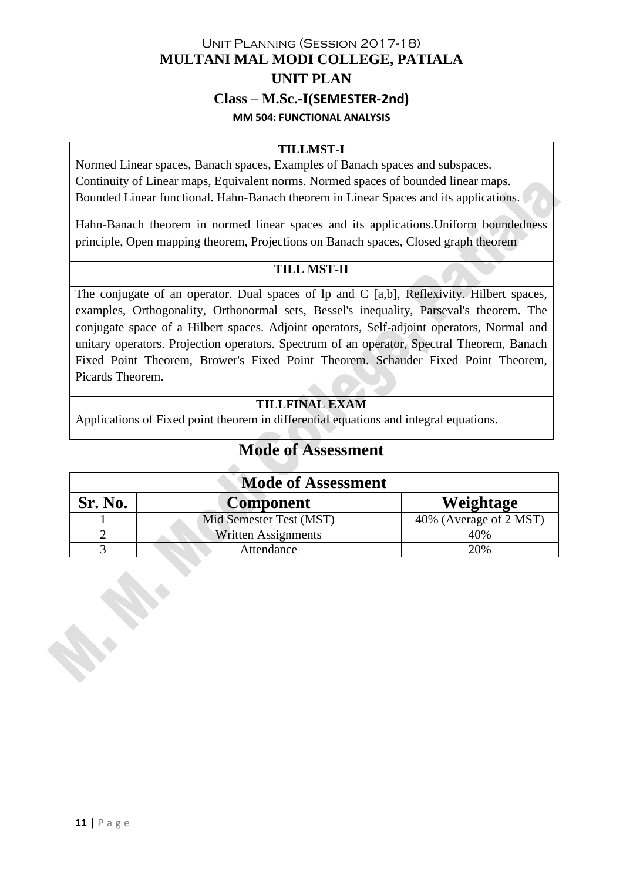# MULTANI MAL MODI COLLEGE, PATIALA

## UNIT PLAN

### Class – M.Sc.-I(SEMESTER-2nd)

**MM 504: FUNCTIONAL ANALYSIS**

| TILLMST-I |
|---|
| Normed Linear spaces, Banach spaces, Examples of Banach spaces and subspaces. Continuity of Linear maps, Equivalent norms. Normed spaces of bounded linear maps. Bounded Linear functional. Hahn-Banach theorem in Linear Spaces and its applications. Hahn-Banach theorem in normed linear spaces and its applications.Uniform boundedness principle, Open mapping theorem, Projections on Banach spaces, Closed graph theorem |
| **TILL MST-II** |
| The conjugate of an operator. Dual spaces of lp and C [a,b], Reflexivity. Hilbert spaces, examples, Orthogonality, Orthonormal sets, Bessel's inequality, Parseval's theorem. The conjugate space of a Hilbert spaces. Adjoint operators, Self-adjoint operators, Normal and unitary operators. Projection operators. Spectrum of an operator, Spectral Theorem, Banach Fixed Point Theorem, Brower's Fixed Point Theorem. Schauder Fixed Point Theorem, Picards Theorem. |
| **TILLFINAL EXAM** |
| Applications of Fixed point theorem in differential equations and integral equations. |

## Mode of Assessment

| Mode of Assessment | | |
|---|---|---|
| **Sr. No.** | **Component** | **Weightage** |
| 1 | Mid Semester Test (MST) | 40% (Average of 2 MST) |
| 2 | Written Assignments | 40% |
| 3 | Attendance | 20% |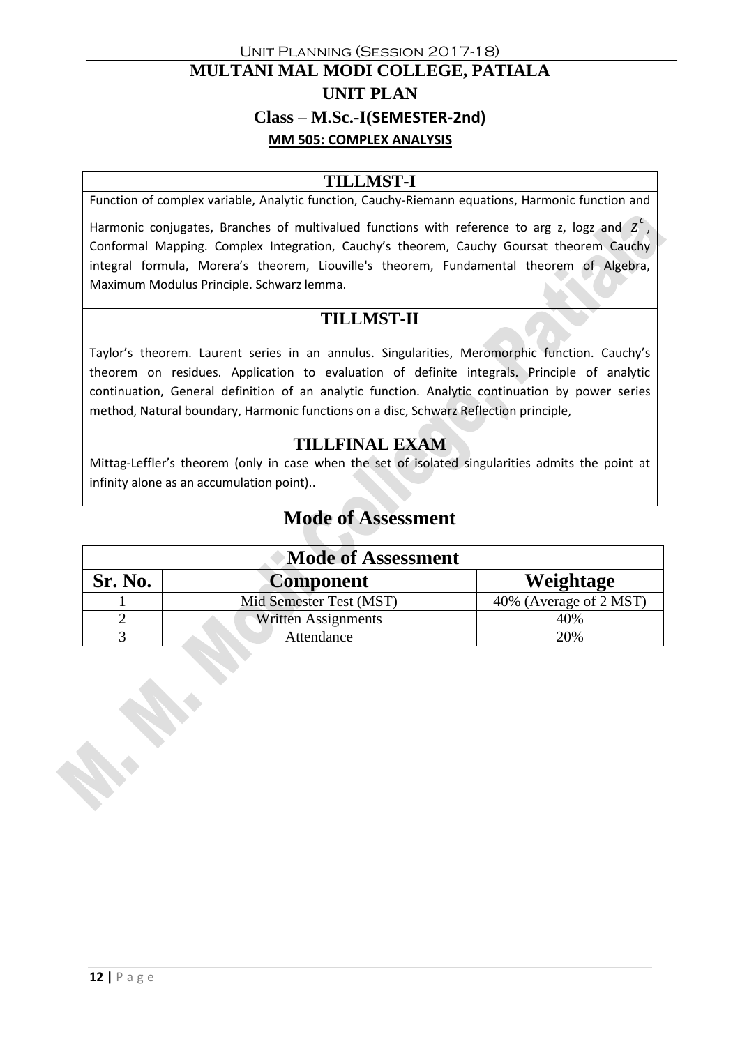# MULTANI MAL MODI COLLEGE, PATIALA

## UNIT PLAN

### Class – M.Sc.-I(SEMESTER-2nd)

**MM 505: COMPLEX ANALYSIS**

## TILLMST-I

Function of complex variable, Analytic function, Cauchy-Riemann equations, Harmonic function and Harmonic conjugates, Branches of multivalued functions with reference to arg z, logz and $z^c$, Conformal Mapping. Complex Integration, Cauchy's theorem, Cauchy Goursat theorem Cauchy integral formula, Morera's theorem, Liouville's theorem, Fundamental theorem of Algebra, Maximum Modulus Principle. Schwarz lemma.

## TILLMST-II

Taylor's theorem. Laurent series in an annulus. Singularities, Meromorphic function. Cauchy's theorem on residues. Application to evaluation of definite integrals. Principle of analytic continuation, General definition of an analytic function. Analytic continuation by power series method, Natural boundary, Harmonic functions on a disc, Schwarz Reflection principle,

## TILLFINAL EXAM

Mittag-Leffler's theorem (only in case when the set of isolated singularities admits the point at infinity alone as an accumulation point)..

## Mode of Assessment

| Mode of Assessment | | |
|---|---|---|
| **Sr. No.** | **Component** | **Weightage** |
| 1 | Mid Semester Test (MST) | 40% (Average of 2 MST) |
| 2 | Written Assignments | 40% |
| 3 | Attendance | 20% |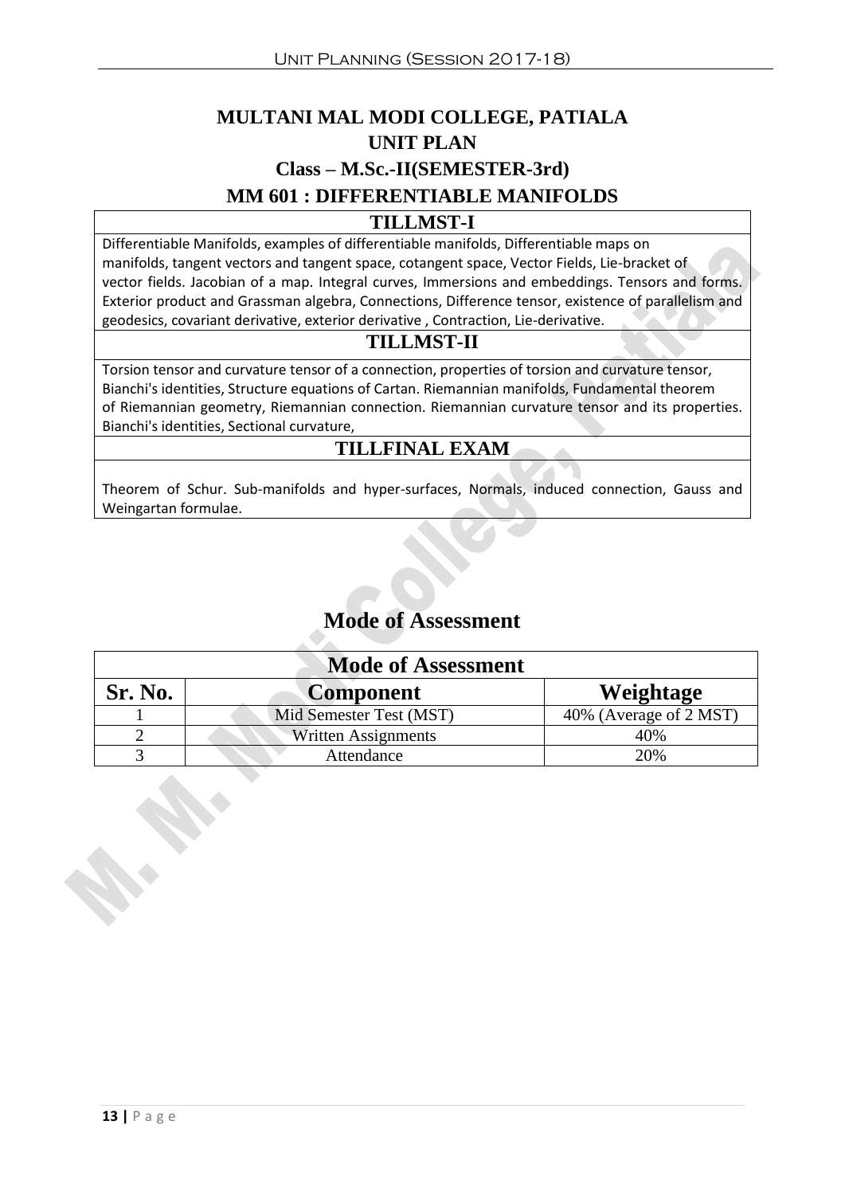# MULTANI MAL MODI COLLEGE, PATIALA

## UNIT PLAN

### Class – M.Sc.-II(SEMESTER-3rd)

### MM 601 : DIFFERENTIABLE MANIFOLDS

| TILLMST-I |
|---|
| Differentiable Manifolds, examples of differentiable manifolds, Differentiable maps on manifolds, tangent vectors and tangent space, cotangent space, Vector Fields, Lie-bracket of vector fields. Jacobian of a map. Integral curves, Immersions and embeddings. Tensors and forms. Exterior product and Grassman algebra, Connections, Difference tensor, existence of parallelism and geodesics, covariant derivative, exterior derivative , Contraction, Lie-derivative. |
| **TILLMST-II** |
| Torsion tensor and curvature tensor of a connection, properties of torsion and curvature tensor, Bianchi's identities, Structure equations of Cartan. Riemannian manifolds, Fundamental theorem of Riemannian geometry, Riemannian connection. Riemannian curvature tensor and its properties. Bianchi's identities, Sectional curvature, |
| **TILLFINAL EXAM** |
| Theorem of Schur. Sub-manifolds and hyper-surfaces, Normals, induced connection, Gauss and Weingartan formulae. |

## Mode of Assessment

| Mode of Assessment | | |
|---|---|---|
| **Sr. No.** | **Component** | **Weightage** |
| 1 | Mid Semester Test (MST) | 40% (Average of 2 MST) |
| 2 | Written Assignments | 40% |
| 3 | Attendance | 20% |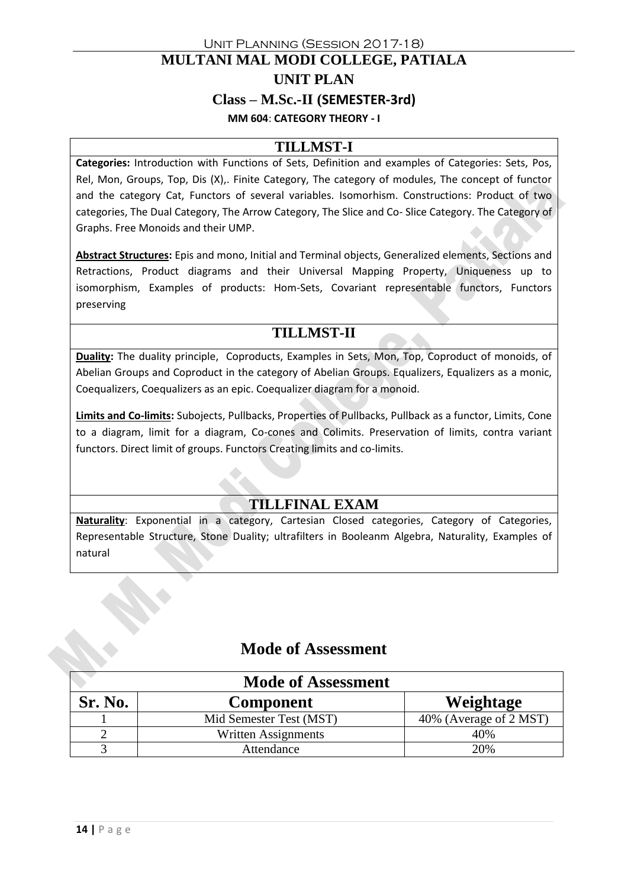# MULTANI MAL MODI COLLEGE, PATIALA

## UNIT PLAN

### Class – M.Sc.-II (SEMESTER-3rd)

**MM 604**: **CATEGORY THEORY - I**

## TILLMST-I

**Categories:** Introduction with Functions of Sets, Definition and examples of Categories: Sets, Pos, Rel, Mon, Groups, Top, Dis (X),. Finite Category, The category of modules, The concept of functor and the category Cat, Functors of several variables. Isomorhism. Constructions: Product of two categories, The Dual Category, The Arrow Category, The Slice and Co- Slice Category. The Category of Graphs. Free Monoids and their UMP.

**Abstract Structures:** Epis and mono, Initial and Terminal objects, Generalized elements, Sections and Retractions, Product diagrams and their Universal Mapping Property, Uniqueness up to isomorphism, Examples of products: Hom-Sets, Covariant representable functors, Functors preserving

## TILLMST-II

**Duality:** The duality principle, Coproducts, Examples in Sets, Mon, Top, Coproduct of monoids, of Abelian Groups and Coproduct in the category of Abelian Groups. Equalizers, Equalizers as a monic, Coequalizers, Coequalizers as an epic. Coequalizer diagram for a monoid.

**Limits and Co-limits:** Subojects, Pullbacks, Properties of Pullbacks, Pullback as a functor, Limits, Cone to a diagram, limit for a diagram, Co-cones and Colimits. Preservation of limits, contra variant functors. Direct limit of groups. Functors Creating limits and co-limits.

## TILLFINAL EXAM

**Naturality**: Exponential in a category, Cartesian Closed categories, Category of Categories, Representable Structure, Stone Duality; ultrafilters in Booleanm Algebra, Naturality, Examples of natural

## Mode of Assessment

| Mode of Assessment | | |
|---|---|---|
| **Sr. No.** | **Component** | **Weightage** |
| 1 | Mid Semester Test (MST) | 40% (Average of 2 MST) |
| 2 | Written Assignments | 40% |
| 3 | Attendance | 20% |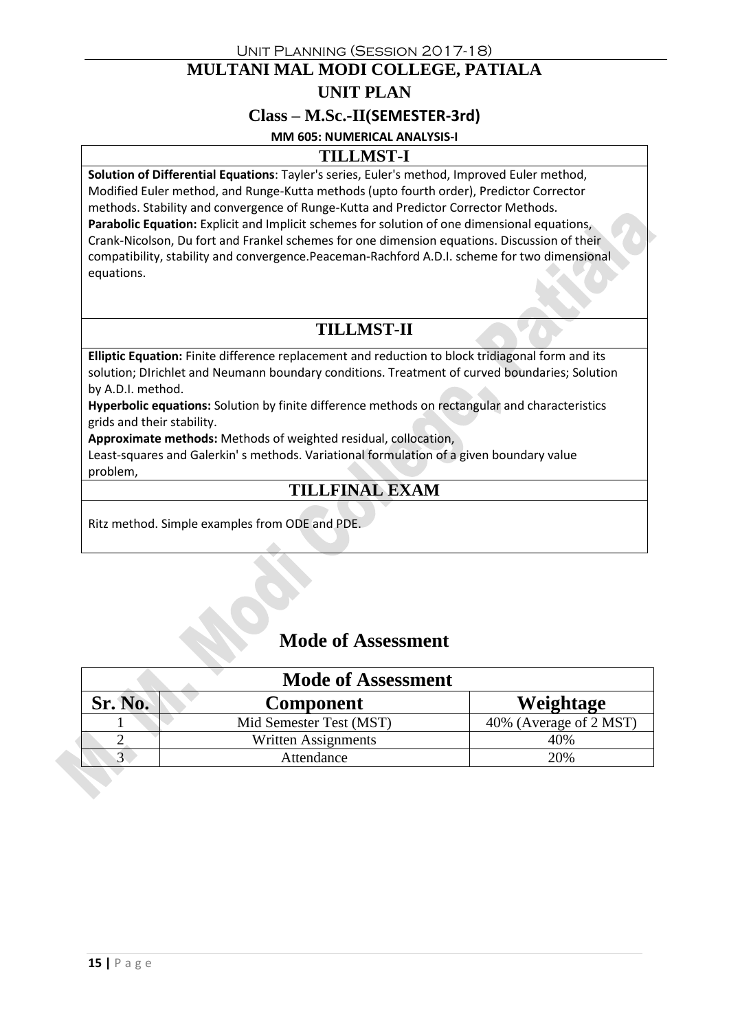# MULTANI MAL MODI COLLEGE, PATIALA

## UNIT PLAN

### Class – M.Sc.-II(SEMESTER-3rd)

**MM 605: NUMERICAL ANALYSIS-I**

## TILLMST-I

**Solution of Differential Equations**: Tayler's series, Euler's method, Improved Euler method, Modified Euler method, and Runge-Kutta methods (upto fourth order), Predictor Corrector methods. Stability and convergence of Runge-Kutta and Predictor Corrector Methods.
**Parabolic Equation:** Explicit and Implicit schemes for solution of one dimensional equations, Crank-Nicolson, Du fort and Frankel schemes for one dimension equations. Discussion of their compatibility, stability and convergence.Peaceman-Rachford A.D.I. scheme for two dimensional equations.

## TILLMST-II

**Elliptic Equation:** Finite difference replacement and reduction to block tridiagonal form and its solution; DIrichlet and Neumann boundary conditions. Treatment of curved boundaries; Solution by A.D.I. method.
**Hyperbolic equations:** Solution by finite difference methods on rectangular and characteristics grids and their stability.
**Approximate methods:** Methods of weighted residual, collocation,
Least-squares and Galerkin' s methods. Variational formulation of a given boundary value problem,

## TILLFINAL EXAM

Ritz method. Simple examples from ODE and PDE.

## Mode of Assessment

| Mode of Assessment | | |
|---|---|---|
| **Sr. No.** | **Component** | **Weightage** |
| 1 | Mid Semester Test (MST) | 40% (Average of 2 MST) |
| 2 | Written Assignments | 40% |
| 3 | Attendance | 20% |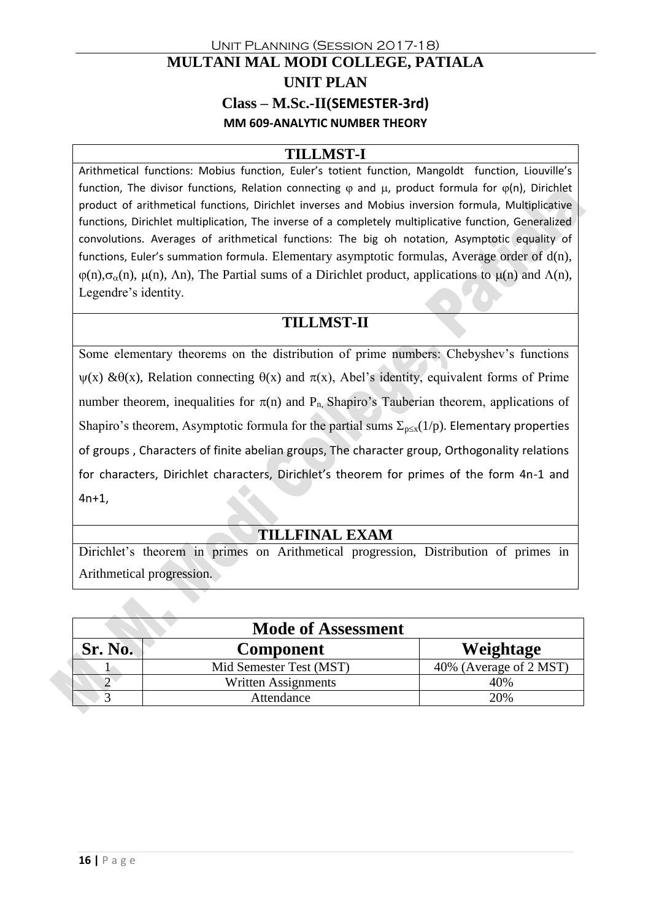# MULTANI MAL MODI COLLEGE, PATIALA

## UNIT PLAN

### Class – M.Sc.-II(SEMESTER-3rd)

**MM 609-ANALYTIC NUMBER THEORY**

## TILLMST-I

Arithmetical functions: Mobius function, Euler's totient function, Mangoldt function, Liouville's function, The divisor functions, Relation connecting $\varphi$ and $\mu$, product formula for $\varphi(n)$, Dirichlet product of arithmetical functions, Dirichlet inverses and Mobius inversion formula, Multiplicative functions, Dirichlet multiplication, The inverse of a completely multiplicative function, Generalized convolutions. Averages of arithmetical functions: The big oh notation, Asymptotic equality of functions, Euler's summation formula. Elementary asymptotic formulas, Average order of $d(n)$, $\varphi(n)$, $\sigma_\alpha(n)$, $\mu(n)$, $\Lambda n)$, The Partial sums of a Dirichlet product, applications to $\mu(n)$ and $\Lambda(n)$, Legendre's identity.

## TILLMST-II

Some elementary theorems on the distribution of prime numbers: Chebyshev's functions $\psi(x)$ &$\theta(x)$, Relation connecting $\theta(x)$ and $\pi(x)$, Abel's identity, equivalent forms of Prime number theorem, inequalities for $\pi(n)$ and $P_n$, Shapiro's Tauberian theorem, applications of Shapiro's theorem, Asymptotic formula for the partial sums $\Sigma_{p\leq x}(1/p)$. Elementary properties of groups , Characters of finite abelian groups, The character group, Orthogonality relations for characters, Dirichlet characters, Dirichlet's theorem for primes of the form 4n-1 and 4n+1,

## TILLFINAL EXAM

Dirichlet's theorem in primes on Arithmetical progression, Distribution of primes in Arithmetical progression.

| Mode of Assessment | | |
|---|---|---|
| **Sr. No.** | **Component** | **Weightage** |
| 1 | Mid Semester Test (MST) | 40% (Average of 2 MST) |
| 2 | Written Assignments | 40% |
| 3 | Attendance | 20% |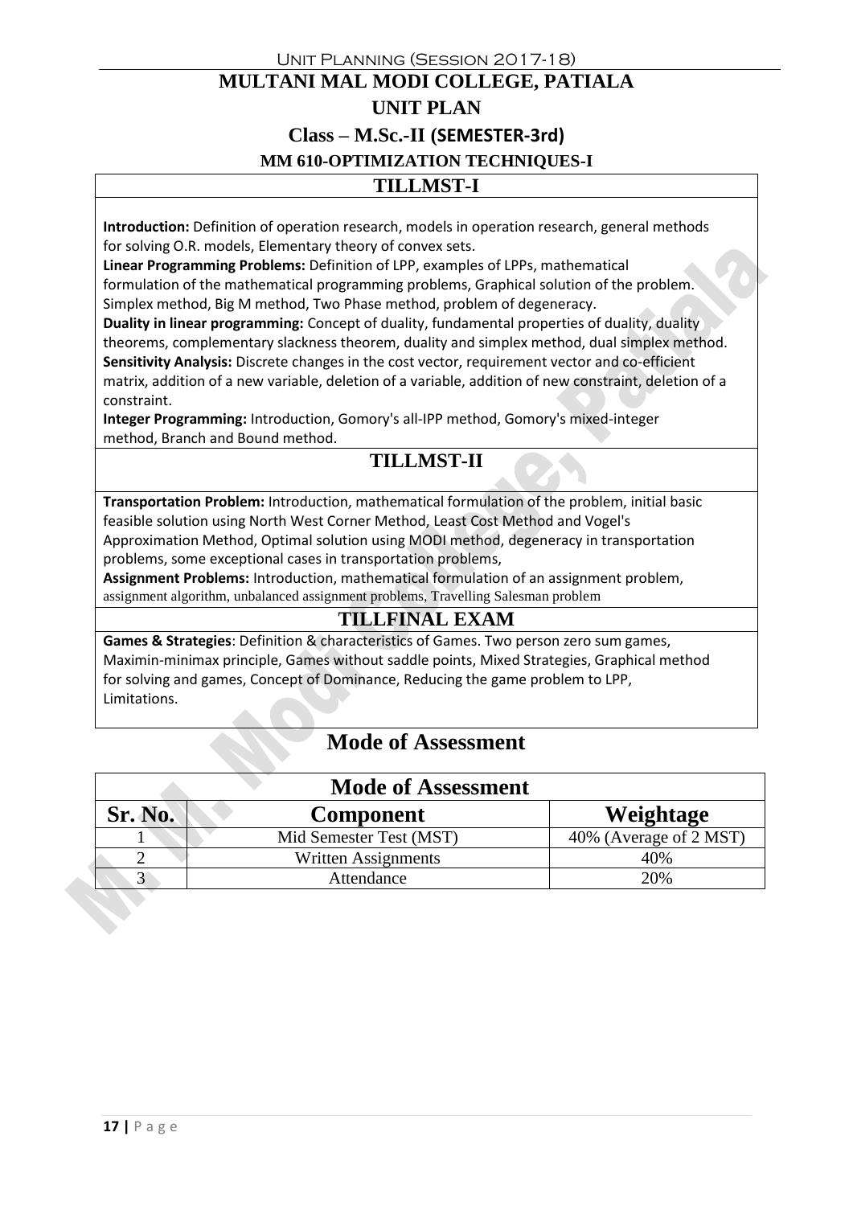# MULTANI MAL MODI COLLEGE, PATIALA

## UNIT PLAN

### Class – M.Sc.-II (SEMESTER-3rd)

### MM 610-OPTIMIZATION TECHNIQUES-I

## TILLMST-I

**Introduction:** Definition of operation research, models in operation research, general methods for solving O.R. models, Elementary theory of convex sets.

**Linear Programming Problems:** Definition of LPP, examples of LPPs, mathematical formulation of the mathematical programming problems, Graphical solution of the problem. Simplex method, Big M method, Two Phase method, problem of degeneracy.

**Duality in linear programming:** Concept of duality, fundamental properties of duality, duality theorems, complementary slackness theorem, duality and simplex method, dual simplex method.

**Sensitivity Analysis:** Discrete changes in the cost vector, requirement vector and co-efficient matrix, addition of a new variable, deletion of a variable, addition of new constraint, deletion of a constraint.

**Integer Programming:** Introduction, Gomory's all-IPP method, Gomory's mixed-integer method, Branch and Bound method.

## TILLMST-II

**Transportation Problem:** Introduction, mathematical formulation of the problem, initial basic feasible solution using North West Corner Method, Least Cost Method and Vogel's Approximation Method, Optimal solution using MODI method, degeneracy in transportation problems, some exceptional cases in transportation problems,

**Assignment Problems:** Introduction, mathematical formulation of an assignment problem, assignment algorithm, unbalanced assignment problems, Travelling Salesman problem

## TILLFINAL EXAM

**Games & Strategies**: Definition & characteristics of Games. Two person zero sum games, Maximin-minimax principle, Games without saddle points, Mixed Strategies, Graphical method for solving and games, Concept of Dominance, Reducing the game problem to LPP, Limitations.

## Mode of Assessment

| Mode of Assessment | | |
|---|---|---|
| **Sr. No.** | **Component** | **Weightage** |
| 1 | Mid Semester Test (MST) | 40% (Average of 2 MST) |
| 2 | Written Assignments | 40% |
| 3 | Attendance | 20% |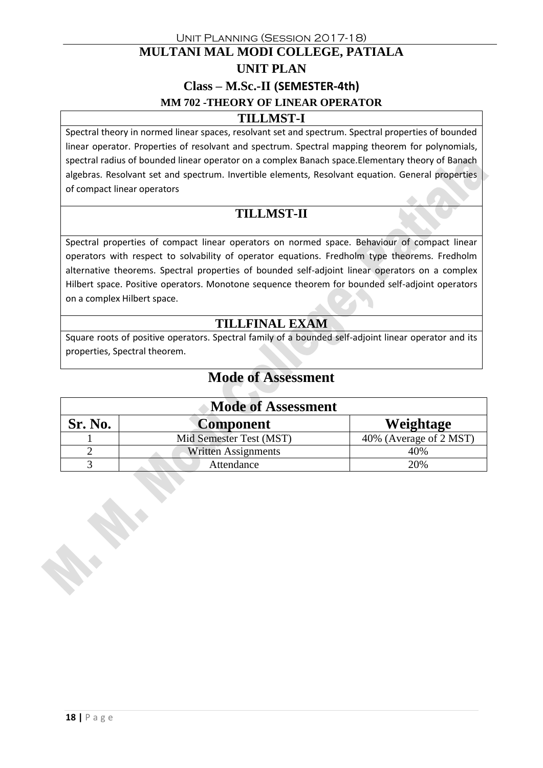# MULTANI MAL MODI COLLEGE, PATIALA

## UNIT PLAN

### Class – M.Sc.-II (SEMESTER-4th)

### MM 702 -THEORY OF LINEAR OPERATOR

| TILLMST-I |
|---|
| Spectral theory in normed linear spaces, resolvant set and spectrum. Spectral properties of bounded linear operator. Properties of resolvant and spectrum. Spectral mapping theorem for polynomials, spectral radius of bounded linear operator on a complex Banach space.Elementary theory of Banach algebras. Resolvant set and spectrum. Invertible elements, Resolvant equation. General properties of compact linear operators |
| **TILLMST-II** |
| Spectral properties of compact linear operators on normed space. Behaviour of compact linear operators with respect to solvability of operator equations. Fredholm type theorems. Fredholm alternative theorems. Spectral properties of bounded self-adjoint linear operators on a complex Hilbert space. Positive operators. Monotone sequence theorem for bounded self-adjoint operators on a complex Hilbert space. |
| **TILLFINAL EXAM** |
| Square roots of positive operators. Spectral family of a bounded self-adjoint linear operator and its properties, Spectral theorem. |

## Mode of Assessment

| Mode of Assessment | | |
|---|---|---|
| **Sr. No.** | **Component** | **Weightage** |
| 1 | Mid Semester Test (MST) | 40% (Average of 2 MST) |
| 2 | Written Assignments | 40% |
| 3 | Attendance | 20% |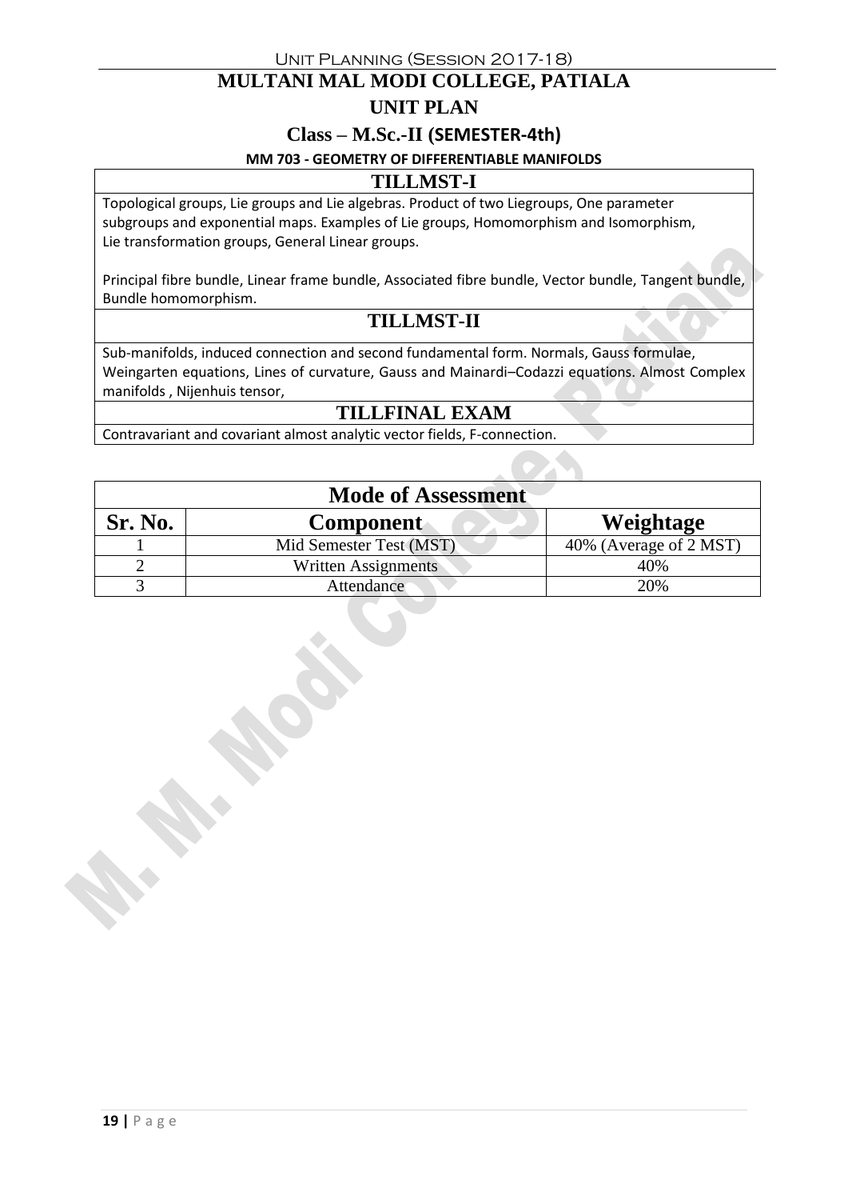# MULTANI MAL MODI COLLEGE, PATIALA

## UNIT PLAN

### Class – M.Sc.-II (SEMESTER-4th)

**MM 703 - GEOMETRY OF DIFFERENTIABLE MANIFOLDS**

## TILLMST-I

Topological groups, Lie groups and Lie algebras. Product of two Liegroups, One parameter subgroups and exponential maps. Examples of Lie groups, Homomorphism and Isomorphism, Lie transformation groups, General Linear groups.

Principal fibre bundle, Linear frame bundle, Associated fibre bundle, Vector bundle, Tangent bundle, Bundle homomorphism.

## TILLMST-II

Sub-manifolds, induced connection and second fundamental form. Normals, Gauss formulae, Weingarten equations, Lines of curvature, Gauss and Mainardi–Codazzi equations. Almost Complex manifolds , Nijenhuis tensor,

## TILLFINAL EXAM

Contravariant and covariant almost analytic vector fields, F-connection.

## Mode of Assessment

| Sr. No. | Component | Weightage |
|---|---|---|
| 1 | Mid Semester Test (MST) | 40% (Average of 2 MST) |
| 2 | Written Assignments | 40% |
| 3 | Attendance | 20% |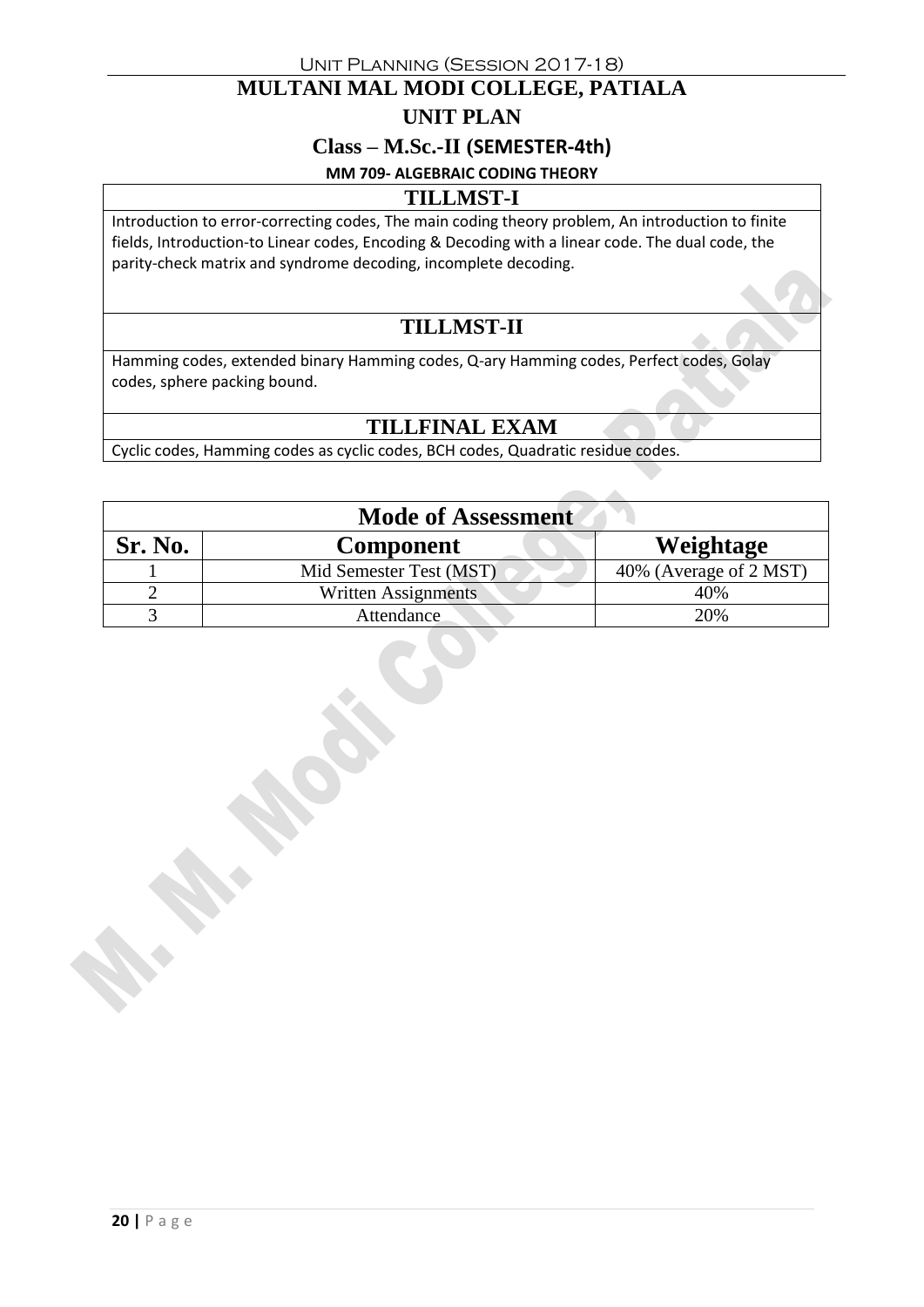# MULTANI MAL MODI COLLEGE, PATIALA

## UNIT PLAN

### Class – M.Sc.-II (SEMESTER-4th)

**MM 709- ALGEBRAIC CODING THEORY**

## TILLMST-I

Introduction to error-correcting codes, The main coding theory problem, An introduction to finite fields, Introduction-to Linear codes, Encoding & Decoding with a linear code. The dual code, the parity-check matrix and syndrome decoding, incomplete decoding.

## TILLMST-II

Hamming codes, extended binary Hamming codes, Q-ary Hamming codes, Perfect codes, Golay codes, sphere packing bound.

## TILLFINAL EXAM

Cyclic codes, Hamming codes as cyclic codes, BCH codes, Quadratic residue codes.

**Mode of Assessment**

| Sr. No. | Component | Weightage |
|---|---|---|
| 1 | Mid Semester Test (MST) | 40% (Average of 2 MST) |
| 2 | Written Assignments | 40% |
| 3 | Attendance | 20% |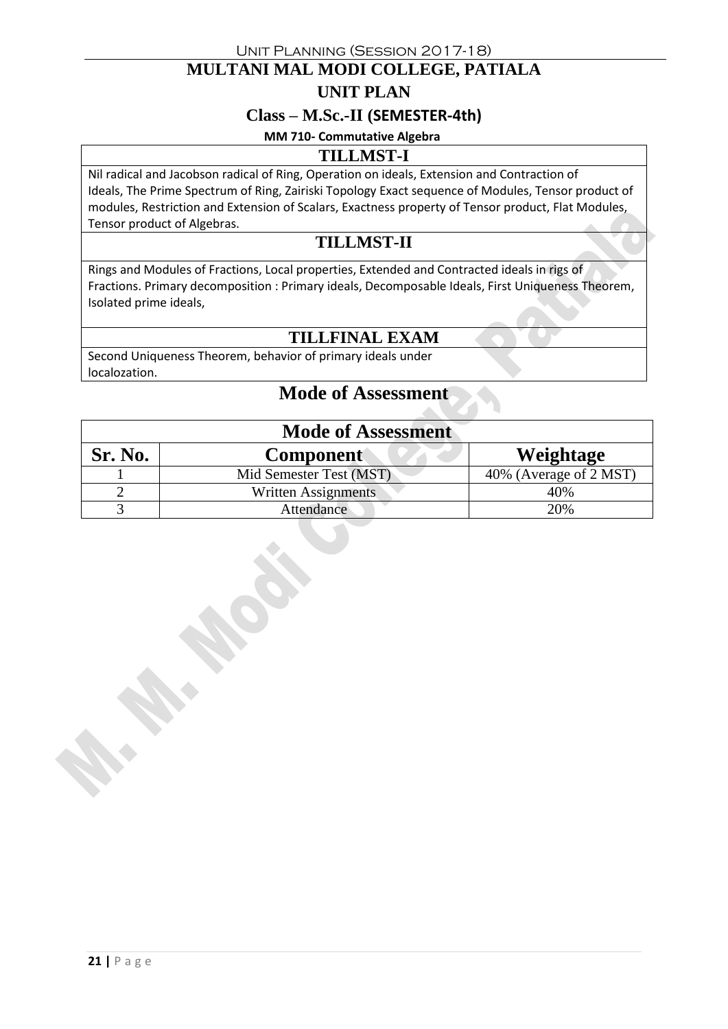# MULTANI MAL MODI COLLEGE, PATIALA

## UNIT PLAN

### Class – M.Sc.-II (SEMESTER-4th)

**MM 710- Commutative Algebra**

## TILLMST-I

Nil radical and Jacobson radical of Ring, Operation on ideals, Extension and Contraction of Ideals, The Prime Spectrum of Ring, Zairiski Topology Exact sequence of Modules, Tensor product of modules, Restriction and Extension of Scalars, Exactness property of Tensor product, Flat Modules, Tensor product of Algebras.

## TILLMST-II

Rings and Modules of Fractions, Local properties, Extended and Contracted ideals in rigs of Fractions. Primary decomposition : Primary ideals, Decomposable Ideals, First Uniqueness Theorem, Isolated prime ideals,

## TILLFINAL EXAM

Second Uniqueness Theorem, behavior of primary ideals under localozation.

## Mode of Assessment

| Mode of Assessment | | |
|---|---|---|
| **Sr. No.** | **Component** | **Weightage** |
| 1 | Mid Semester Test (MST) | 40% (Average of 2 MST) |
| 2 | Written Assignments | 40% |
| 3 | Attendance | 20% |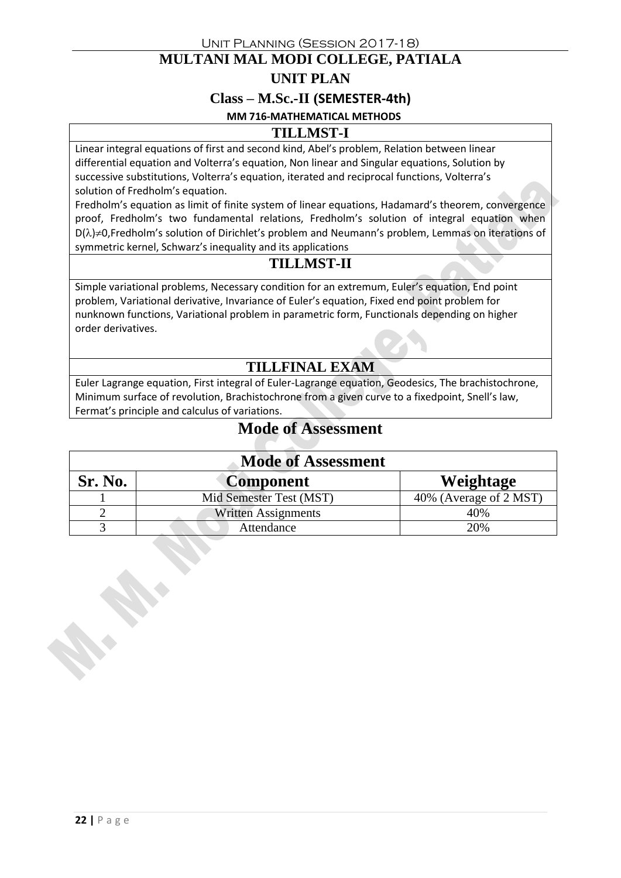# MULTANI MAL MODI COLLEGE, PATIALA

## UNIT PLAN

### Class – M.Sc.-II (SEMESTER-4th)

**MM 716-MATHEMATICAL METHODS**

## TILLMST-I

Linear integral equations of first and second kind, Abel's problem, Relation between linear differential equation and Volterra's equation, Non linear and Singular equations, Solution by successive substitutions, Volterra's equation, iterated and reciprocal functions, Volterra's solution of Fredholm's equation.

Fredholm's equation as limit of finite system of linear equations, Hadamard's theorem, convergence proof, Fredholm's two fundamental relations, Fredholm's solution of integral equation when $D(\lambda)\neq 0$,Fredholm's solution of Dirichlet's problem and Neumann's problem, Lemmas on iterations of symmetric kernel, Schwarz's inequality and its applications

## TILLMST-II

Simple variational problems, Necessary condition for an extremum, Euler's equation, End point problem, Variational derivative, Invariance of Euler's equation, Fixed end point problem for nunknown functions, Variational problem in parametric form, Functionals depending on higher order derivatives.

## TILLFINAL EXAM

Euler Lagrange equation, First integral of Euler-Lagrange equation, Geodesics, The brachistochrone, Minimum surface of revolution, Brachistochrone from a given curve to a fixedpoint, Snell's law, Fermat's principle and calculus of variations.

## Mode of Assessment

| Mode of Assessment | | |
|---|---|---|
| **Sr. No.** | **Component** | **Weightage** |
| 1 | Mid Semester Test (MST) | 40% (Average of 2 MST) |
| 2 | Written Assignments | 40% |
| 3 | Attendance | 20% |